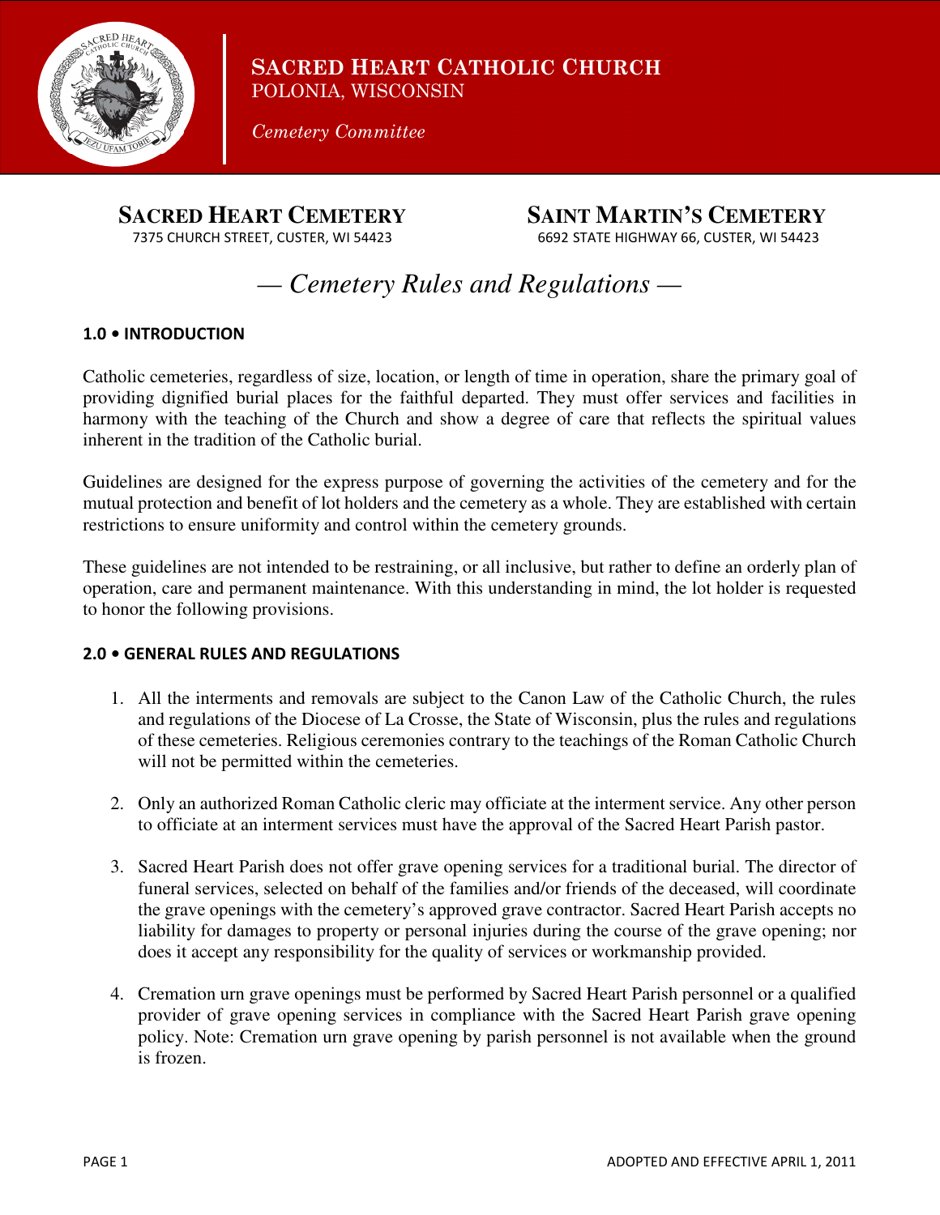**SACRED HEART CATHOLIC CHURCH**
POLONIA, WISCONSIN

*Cemetery Committee*

**SACRED HEART CEMETERY**
7375 CHURCH STREET, CUSTER, WI 54423

**SAINT MARTIN'S CEMETERY**
6692 STATE HIGHWAY 66, CUSTER, WI 54423

# — *Cemetery Rules and Regulations* —

## 1.0 • INTRODUCTION

Catholic cemeteries, regardless of size, location, or length of time in operation, share the primary goal of providing dignified burial places for the faithful departed. They must offer services and facilities in harmony with the teaching of the Church and show a degree of care that reflects the spiritual values inherent in the tradition of the Catholic burial.

Guidelines are designed for the express purpose of governing the activities of the cemetery and for the mutual protection and benefit of lot holders and the cemetery as a whole. They are established with certain restrictions to ensure uniformity and control within the cemetery grounds.

These guidelines are not intended to be restraining, or all inclusive, but rather to define an orderly plan of operation, care and permanent maintenance. With this understanding in mind, the lot holder is requested to honor the following provisions.

## 2.0 • GENERAL RULES AND REGULATIONS

1. All the interments and removals are subject to the Canon Law of the Catholic Church, the rules and regulations of the Diocese of La Crosse, the State of Wisconsin, plus the rules and regulations of these cemeteries. Religious ceremonies contrary to the teachings of the Roman Catholic Church will not be permitted within the cemeteries.

2. Only an authorized Roman Catholic cleric may officiate at the interment service. Any other person to officiate at an interment services must have the approval of the Sacred Heart Parish pastor.

3. Sacred Heart Parish does not offer grave opening services for a traditional burial. The director of funeral services, selected on behalf of the families and/or friends of the deceased, will coordinate the grave openings with the cemetery's approved grave contractor. Sacred Heart Parish accepts no liability for damages to property or personal injuries during the course of the grave opening; nor does it accept any responsibility for the quality of services or workmanship provided.

4. Cremation urn grave openings must be performed by Sacred Heart Parish personnel or a qualified provider of grave opening services in compliance with the Sacred Heart Parish grave opening policy. Note: Cremation urn grave opening by parish personnel is not available when the ground is frozen.

ADOPTED AND EFFECTIVE APRIL 1, 2011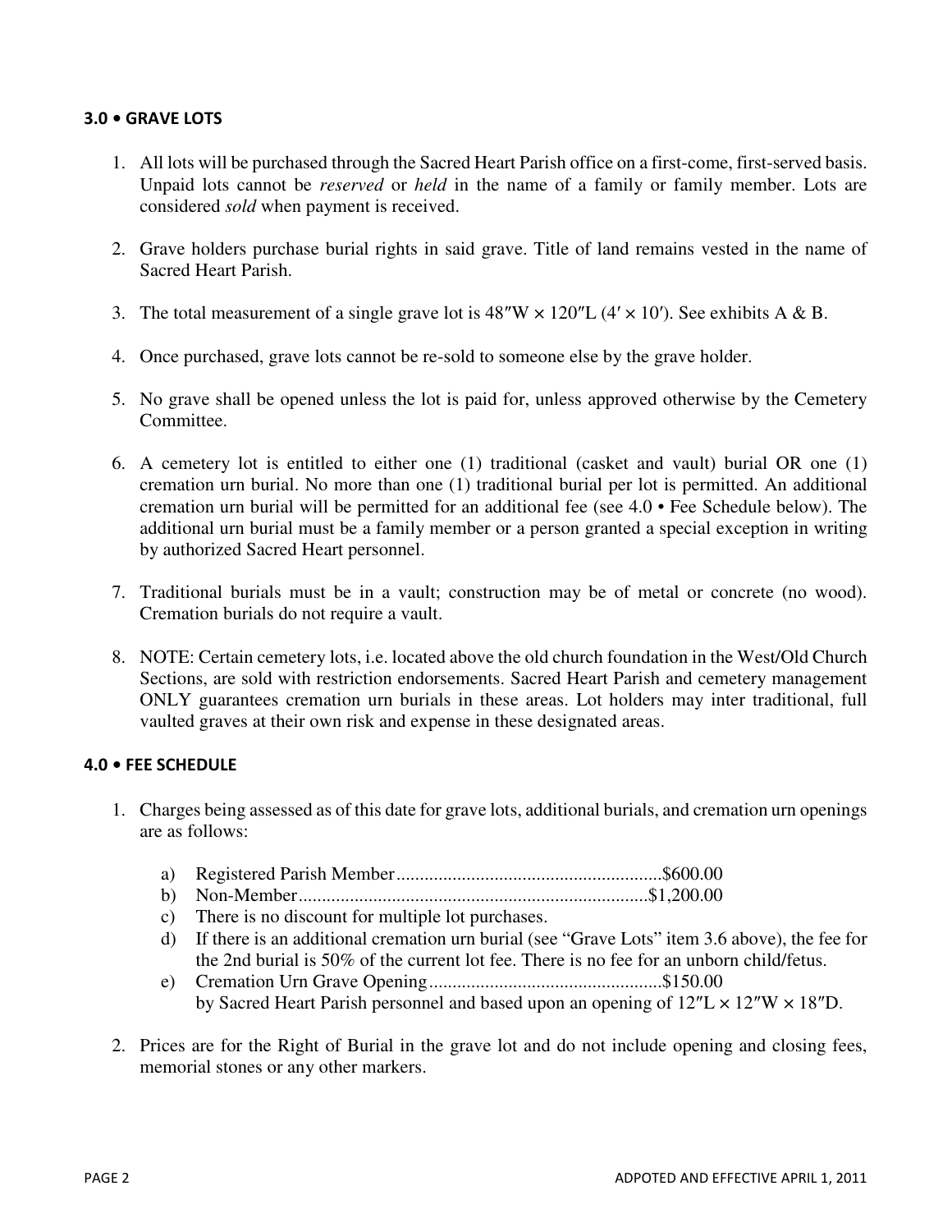### 3.0 • GRAVE LOTS

1. All lots will be purchased through the Sacred Heart Parish office on a first-come, first-served basis. Unpaid lots cannot be *reserved* or *held* in the name of a family or family member. Lots are considered *sold* when payment is received.

2. Grave holders purchase burial rights in said grave. Title of land remains vested in the name of Sacred Heart Parish.

3. The total measurement of a single grave lot is 48″W × 120″L (4′ × 10′). See exhibits A & B.

4. Once purchased, grave lots cannot be re-sold to someone else by the grave holder.

5. No grave shall be opened unless the lot is paid for, unless approved otherwise by the Cemetery Committee.

6. A cemetery lot is entitled to either one (1) traditional (casket and vault) burial OR one (1) cremation urn burial. No more than one (1) traditional burial per lot is permitted. An additional cremation urn burial will be permitted for an additional fee (see 4.0 • Fee Schedule below). The additional urn burial must be a family member or a person granted a special exception in writing by authorized Sacred Heart personnel.

7. Traditional burials must be in a vault; construction may be of metal or concrete (no wood). Cremation burials do not require a vault.

8. NOTE: Certain cemetery lots, i.e. located above the old church foundation in the West/Old Church Sections, are sold with restriction endorsements. Sacred Heart Parish and cemetery management ONLY guarantees cremation urn burials in these areas. Lot holders may inter traditional, full vaulted graves at their own risk and expense in these designated areas.

### 4.0 • FEE SCHEDULE

1. Charges being assessed as of this date for grave lots, additional burials, and cremation urn openings are as follows:

   a) Registered Parish Member........................................................$600.00
   b) Non-Member..........................................................................$1,200.00
   c) There is no discount for multiple lot purchases.
   d) If there is an additional cremation urn burial (see "Grave Lots" item 3.6 above), the fee for the 2nd burial is 50% of the current lot fee. There is no fee for an unborn child/fetus.
   e) Cremation Urn Grave Opening.................................................$150.00
   by Sacred Heart Parish personnel and based upon an opening of 12″L × 12″W × 18″D.

2. Prices are for the Right of Burial in the grave lot and do not include opening and closing fees, memorial stones or any other markers.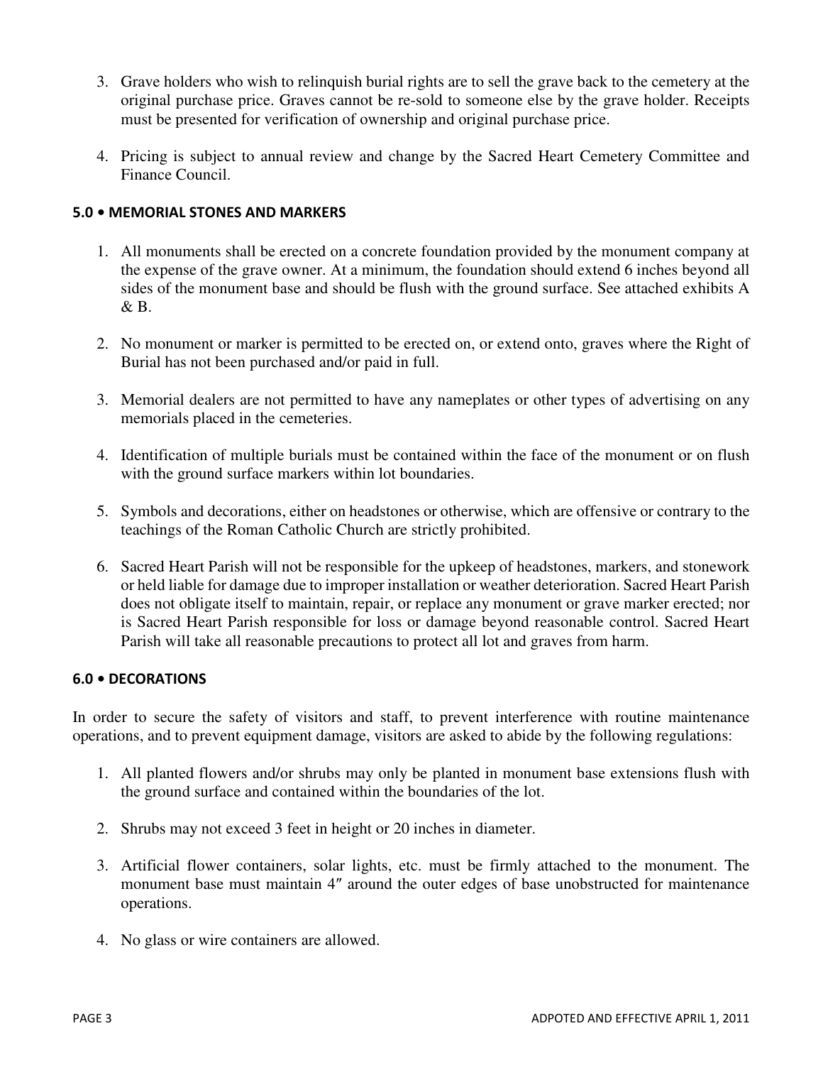3. Grave holders who wish to relinquish burial rights are to sell the grave back to the cemetery at the original purchase price. Graves cannot be re-sold to someone else by the grave holder. Receipts must be presented for verification of ownership and original purchase price.

4. Pricing is subject to annual review and change by the Sacred Heart Cemetery Committee and Finance Council.

### 5.0 • MEMORIAL STONES AND MARKERS

1. All monuments shall be erected on a concrete foundation provided by the monument company at the expense of the grave owner. At a minimum, the foundation should extend 6 inches beyond all sides of the monument base and should be flush with the ground surface. See attached exhibits A & B.

2. No monument or marker is permitted to be erected on, or extend onto, graves where the Right of Burial has not been purchased and/or paid in full.

3. Memorial dealers are not permitted to have any nameplates or other types of advertising on any memorials placed in the cemeteries.

4. Identification of multiple burials must be contained within the face of the monument or on flush with the ground surface markers within lot boundaries.

5. Symbols and decorations, either on headstones or otherwise, which are offensive or contrary to the teachings of the Roman Catholic Church are strictly prohibited.

6. Sacred Heart Parish will not be responsible for the upkeep of headstones, markers, and stonework or held liable for damage due to improper installation or weather deterioration. Sacred Heart Parish does not obligate itself to maintain, repair, or replace any monument or grave marker erected; nor is Sacred Heart Parish responsible for loss or damage beyond reasonable control. Sacred Heart Parish will take all reasonable precautions to protect all lot and graves from harm.

### 6.0 • DECORATIONS

In order to secure the safety of visitors and staff, to prevent interference with routine maintenance operations, and to prevent equipment damage, visitors are asked to abide by the following regulations:

1. All planted flowers and/or shrubs may only be planted in monument base extensions flush with the ground surface and contained within the boundaries of the lot.

2. Shrubs may not exceed 3 feet in height or 20 inches in diameter.

3. Artificial flower containers, solar lights, etc. must be firmly attached to the monument. The monument base must maintain 4″ around the outer edges of base unobstructed for maintenance operations.

4. No glass or wire containers are allowed.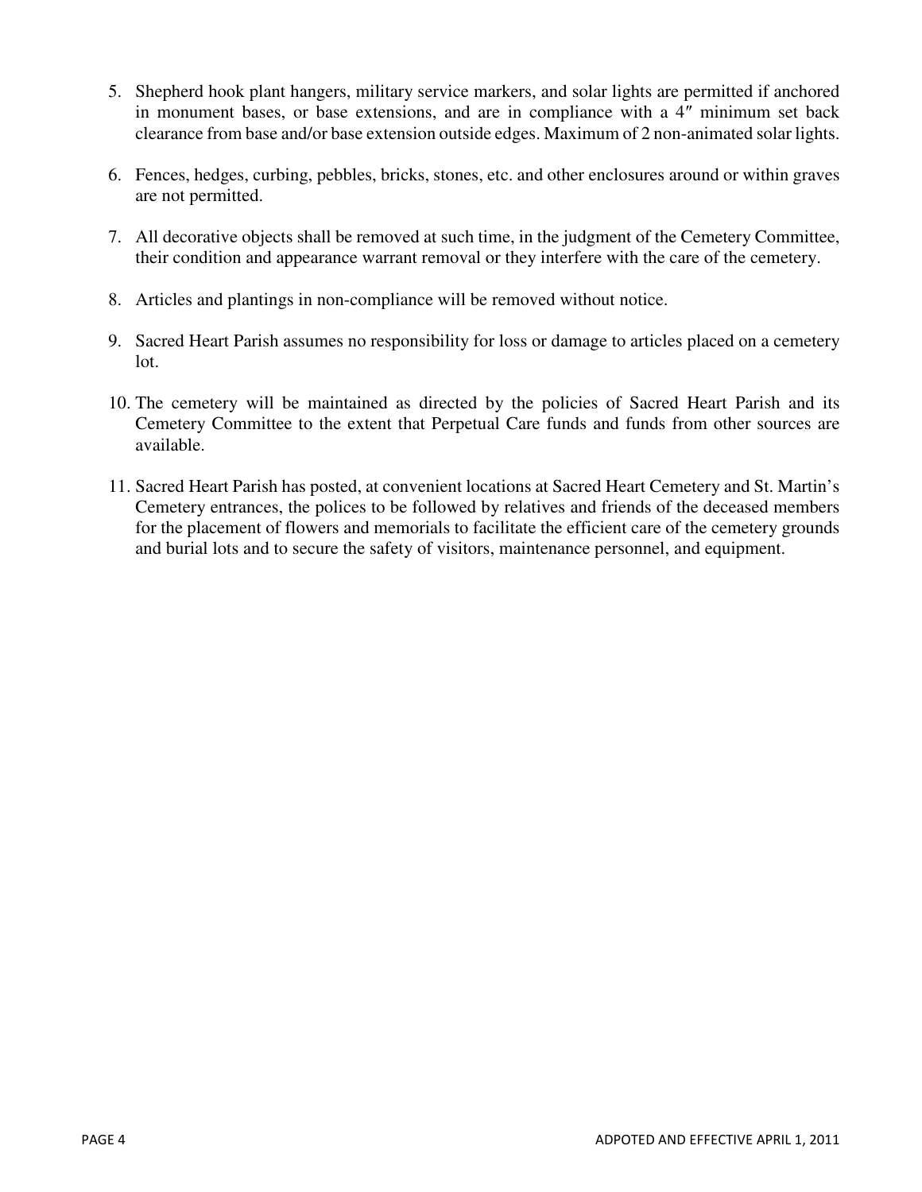5. Shepherd hook plant hangers, military service markers, and solar lights are permitted if anchored in monument bases, or base extensions, and are in compliance with a 4″ minimum set back clearance from base and/or base extension outside edges. Maximum of 2 non-animated solar lights.

6. Fences, hedges, curbing, pebbles, bricks, stones, etc. and other enclosures around or within graves are not permitted.

7. All decorative objects shall be removed at such time, in the judgment of the Cemetery Committee, their condition and appearance warrant removal or they interfere with the care of the cemetery.

8. Articles and plantings in non-compliance will be removed without notice.

9. Sacred Heart Parish assumes no responsibility for loss or damage to articles placed on a cemetery lot.

10. The cemetery will be maintained as directed by the policies of Sacred Heart Parish and its Cemetery Committee to the extent that Perpetual Care funds and funds from other sources are available.

11. Sacred Heart Parish has posted, at convenient locations at Sacred Heart Cemetery and St. Martin's Cemetery entrances, the polices to be followed by relatives and friends of the deceased members for the placement of flowers and memorials to facilitate the efficient care of the cemetery grounds and burial lots and to secure the safety of visitors, maintenance personnel, and equipment.